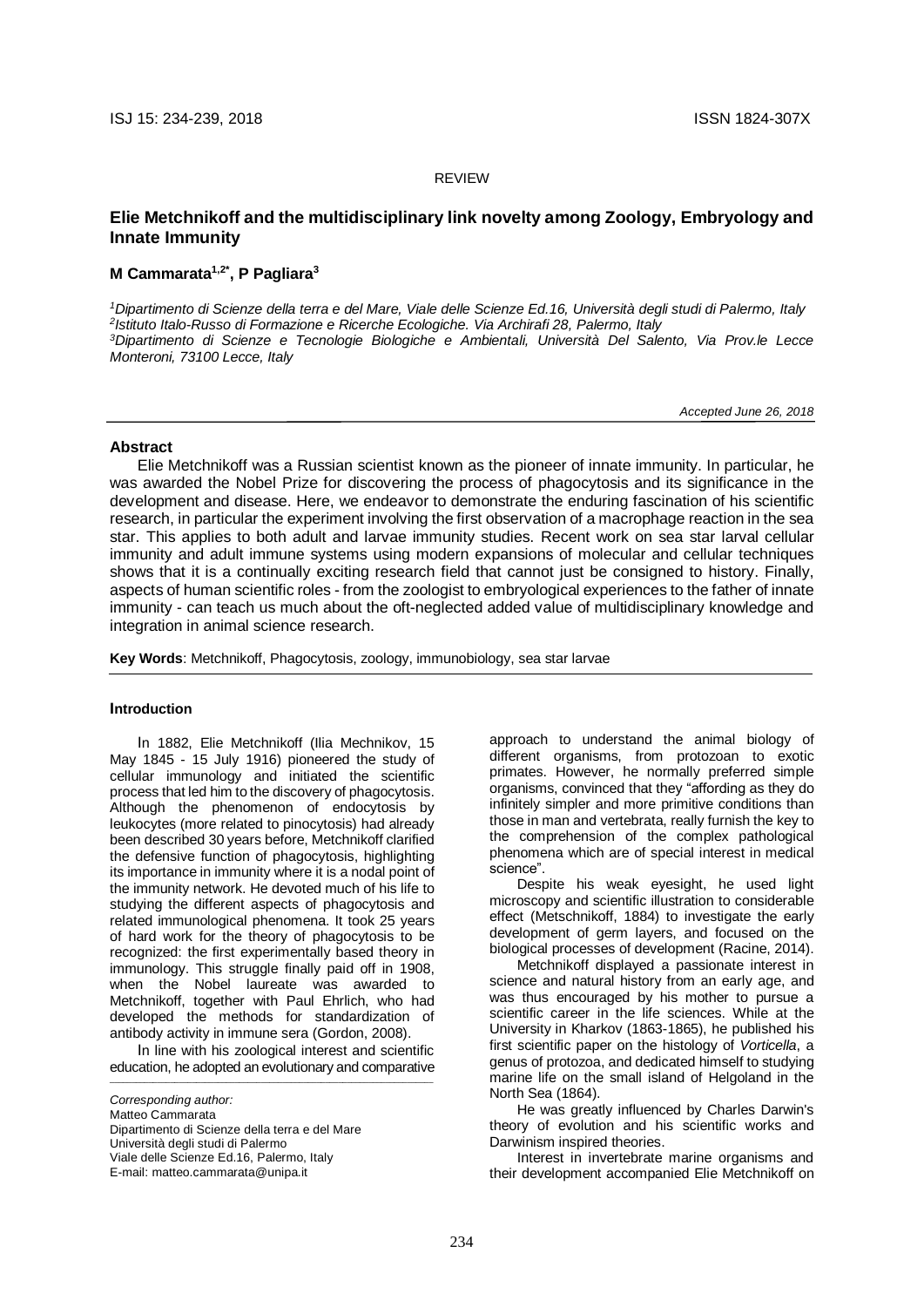REVIEW

# Elie Metchnikoff and the multidisciplinary link novelty among Zoology, Embryology and Innate Immunity

**M Cammarata[1,2*], P Pagliara[3]**

*[1]Dipartimento di Scienze della terra e del Mare, Viale delle Scienze Ed.16, Università degli studi di Palermo, Italy*
*[2]Istituto Italo-Russo di Formazione e Ricerche Ecologiche. Via Archirafi 28, Palermo, Italy*
*[3]Dipartimento di Scienze e Tecnologie Biologiche e Ambientali, Università Del Salento, Via Prov.le Lecce Monteroni, 73100 Lecce, Italy*

*Accepted June 26, 2018*

## Abstract

Elie Metchnikoff was a Russian scientist known as the pioneer of innate immunity. In particular, he was awarded the Nobel Prize for discovering the process of phagocytosis and its significance in the development and disease. Here, we endeavor to demonstrate the enduring fascination of his scientific research, in particular the experiment involving the first observation of a macrophage reaction in the sea star. This applies to both adult and larvae immunity studies. Recent work on sea star larval cellular immunity and adult immune systems using modern expansions of molecular and cellular techniques shows that it is a continually exciting research field that cannot just be consigned to history. Finally, aspects of human scientific roles - from the zoologist to embryological experiences to the father of innate immunity - can teach us much about the oft-neglected added value of multidisciplinary knowledge and integration in animal science research.

**Key Words**: Metchnikoff, Phagocytosis, zoology, immunobiology, sea star larvae

## Introduction

In 1882, Elie Metchnikoff (Ilia Mechnikov, 15 May 1845 - 15 July 1916) pioneered the study of cellular immunology and initiated the scientific process that led him to the discovery of phagocytosis. Although the phenomenon of endocytosis by leukocytes (more related to pinocytosis) had already been described 30 years before, Metchnikoff clarified the defensive function of phagocytosis, highlighting its importance in immunity where it is a nodal point of the immunity network. He devoted much of his life to studying the different aspects of phagocytosis and related immunological phenomena. It took 25 years of hard work for the theory of phagocytosis to be recognized: the first experimentally based theory in immunology. This struggle finally paid off in 1908, when the Nobel laureate was awarded to Metchnikoff, together with Paul Ehrlich, who had developed the methods for standardization of antibody activity in immune sera (Gordon, 2008).

In line with his zoological interest and scientific education, he adopted an evolutionary and comparative approach to understand the animal biology of different organisms, from protozoan to exotic primates. However, he normally preferred simple organisms, convinced that they "affording as they do infinitely simpler and more primitive conditions than those in man and vertebrata, really furnish the key to the comprehension of the complex pathological phenomena which are of special interest in medical science".

Despite his weak eyesight, he used light microscopy and scientific illustration to considerable effect (Metschnikoff, 1884) to investigate the early development of germ layers, and focused on the biological processes of development (Racine, 2014).

Metchnikoff displayed a passionate interest in science and natural history from an early age, and was thus encouraged by his mother to pursue a scientific career in the life sciences. While at the University in Kharkov (1863-1865), he published his first scientific paper on the histology of *Vorticella*, a genus of protozoa, and dedicated himself to studying marine life on the small island of Helgoland in the North Sea (1864).

He was greatly influenced by Charles Darwin's theory of evolution and his scientific works and Darwinism inspired theories.

Interest in invertebrate marine organisms and their development accompanied Elie Metchnikoff on

*Corresponding author:*
Matteo Cammarata
Dipartimento di Scienze della terra e del Mare
Università degli studi di Palermo
Viale delle Scienze Ed.16, Palermo, Italy
E-mail: matteo.cammarata@unipa.it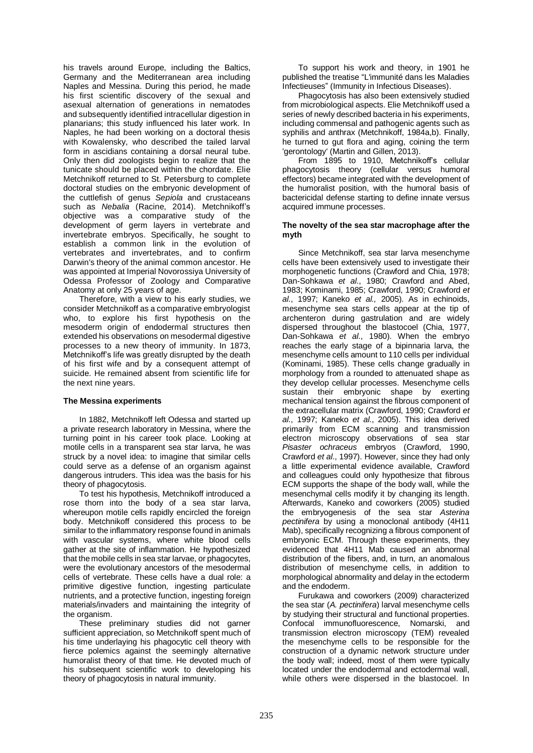his travels around Europe, including the Baltics, Germany and the Mediterranean area including Naples and Messina. During this period, he made his first scientific discovery of the sexual and asexual alternation of generations in nematodes and subsequently identified intracellular digestion in planarians; this study influenced his later work. In Naples, he had been working on a doctoral thesis with Kowalensky, who described the tailed larval form in ascidians containing a dorsal neural tube. Only then did zoologists begin to realize that the tunicate should be placed within the chordate. Elie Metchnikoff returned to St. Petersburg to complete doctoral studies on the embryonic development of the cuttlefish of genus *Sepiola* and crustaceans such as *Nebalia* (Racine, 2014). Metchnikoff's objective was a comparative study of the development of germ layers in vertebrate and invertebrate embryos. Specifically, he sought to establish a common link in the evolution of vertebrates and invertebrates, and to confirm Darwin's theory of the animal common ancestor. He was appointed at Imperial Novorossiya University of Odessa Professor of Zoology and Comparative Anatomy at only 25 years of age.

Therefore, with a view to his early studies, we consider Metchnikoff as a comparative embryologist who, to explore his first hypothesis on the mesoderm origin of endodermal structures then extended his observations on mesodermal digestive processes to a new theory of immunity. In 1873, Metchnikoff's life was greatly disrupted by the death of his first wife and by a consequent attempt of suicide. He remained absent from scientific life for the next nine years.

**The Messina experiments**

In 1882, Metchnikoff left Odessa and started up a private research laboratory in Messina, where the turning point in his career took place. Looking at motile cells in a transparent sea star larva, he was struck by a novel idea: to imagine that similar cells could serve as a defense of an organism against dangerous intruders. This idea was the basis for his theory of phagocytosis.

To test his hypothesis, Metchnikoff introduced a rose thorn into the body of a sea star larva, whereupon motile cells rapidly encircled the foreign body. Metchnikoff considered this process to be similar to the inflammatory response found in animals with vascular systems, where white blood cells gather at the site of inflammation. He hypothesized that the mobile cells in sea star larvae, or phagocytes, were the evolutionary ancestors of the mesodermal cells of vertebrate. These cells have a dual role: a primitive digestive function, ingesting particulate nutrients, and a protective function, ingesting foreign materials/invaders and maintaining the integrity of the organism.

These preliminary studies did not garner sufficient appreciation, so Metchnikoff spent much of his time underlaying his phagocytic cell theory with fierce polemics against the seemingly alternative humoralist theory of that time. He devoted much of his subsequent scientific work to developing his theory of phagocytosis in natural immunity.

To support his work and theory, in 1901 he published the treatise "L'immunité dans les Maladies Infectieuses" (Immunity in Infectious Diseases).

Phagocytosis has also been extensively studied from microbiological aspects. Elie Metchnikoff used a series of newly described bacteria in his experiments, including commensal and pathogenic agents such as syphilis and anthrax (Metchnikoff, 1984a,b). Finally, he turned to gut flora and aging, coining the term 'gerontology' (Martin and Gillen, 2013).

From 1895 to 1910, Metchnikoff's cellular phagocytosis theory (cellular versus humoral effectors) became integrated with the development of the humoralist position, with the humoral basis of bactericidal defense starting to define innate versus acquired immune processes.

**The novelty of the sea star macrophage after the myth**

Since Metchnikoff, sea star larva mesenchyme cells have been extensively used to investigate their morphogenetic functions (Crawford and Chia, 1978; Dan-Sohkawa *et al.*, 1980; Crawford and Abed, 1983; Kominami, 1985; Crawford, 1990; Crawford *et al.*, 1997; Kaneko *et al.,* 2005). As in echinoids, mesenchyme sea stars cells appear at the tip of archenteron during gastrulation and are widely dispersed throughout the blastocoel (Chia, 1977, Dan-Sohkawa *et al.*, 1980). When the embryo reaches the early stage of a bipinnaria larva, the mesenchyme cells amount to 110 cells per individual (Kominami, 1985). These cells change gradually in morphology from a rounded to attenuated shape as they develop cellular processes. Mesenchyme cells sustain their embryonic shape by exerting mechanical tension against the fibrous component of the extracellular matrix (Crawford, 1990; Crawford *et al.*, 1997; Kaneko *et al.*, 2005). This idea derived primarily from ECM scanning and transmission electron microscopy observations of sea star *Pisaster ochraceus* embryos (Crawford, 1990, Crawford *et al.*, 1997). However, since they had only a little experimental evidence available, Crawford and colleagues could only hypothesize that fibrous ECM supports the shape of the body wall, while the mesenchymal cells modify it by changing its length. Afterwards, Kaneko and coworkers (2005) studied the embryogenesis of the sea star *Asterina pectinifera* by using a monoclonal antibody (4H11 Mab), specifically recognizing a fibrous component of embryonic ECM. Through these experiments, they evidenced that 4H11 Mab caused an abnormal distribution of the fibers, and, in turn, an anomalous distribution of mesenchyme cells, in addition to morphological abnormality and delay in the ectoderm and the endoderm.

Furukawa and coworkers (2009) characterized the sea star (*A. pectinifera*) larval mesenchyme cells by studying their structural and functional properties. Confocal immunofluorescence, Nomarski, and transmission electron microscopy (TEM) revealed the mesenchyme cells to be responsible for the construction of a dynamic network structure under the body wall; indeed, most of them were typically located under the endodermal and ectodermal wall, while others were dispersed in the blastocoel. In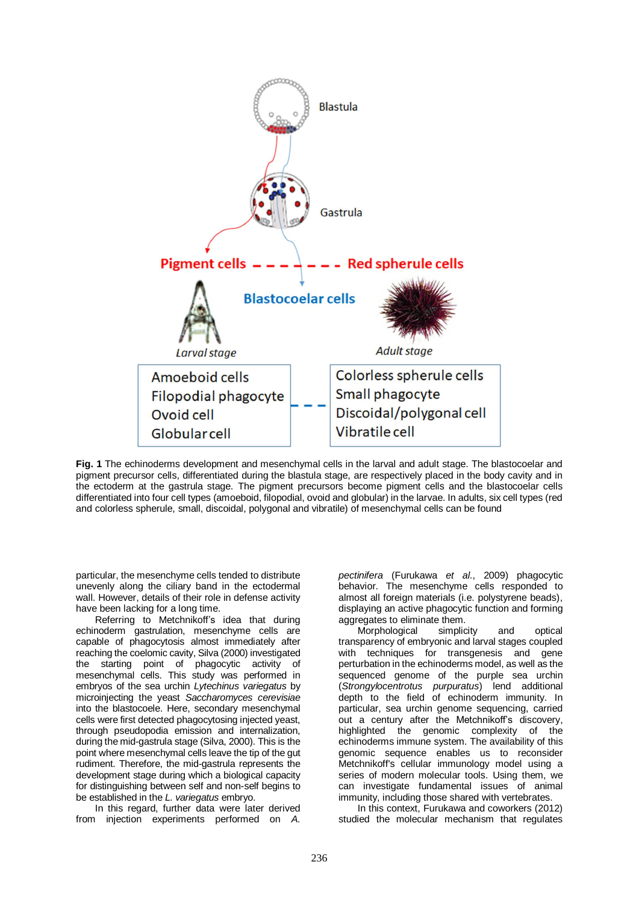**Fig. 1** The echinoderms development and mesenchymal cells in the larval and adult stage. The blastocoelar and pigment precursor cells, differentiated during the blastula stage, are respectively placed in the body cavity and in the ectoderm at the gastrula stage. The pigment precursors become pigment cells and the blastocoelar cells differentiated into four cell types (amoeboid, filopodial, ovoid and globular) in the larvae. In adults, six cell types (red and colorless spherule, small, discoidal, polygonal and vibratile) of mesenchymal cells can be found

particular, the mesenchyme cells tended to distribute unevenly along the ciliary band in the ectodermal wall. However, details of their role in defense activity have been lacking for a long time.

Referring to Metchnikoff's idea that during echinoderm gastrulation, mesenchyme cells are capable of phagocytosis almost immediately after reaching the coelomic cavity, Silva (2000) investigated the starting point of phagocytic activity of mesenchymal cells. This study was performed in embryos of the sea urchin *Lytechinus variegatus* by microinjecting the yeast *Saccharomyces cerevisiae* into the blastocoele. Here, secondary mesenchymal cells were first detected phagocytosing injected yeast, through pseudopodia emission and internalization, during the mid-gastrula stage (Silva, 2000). This is the point where mesenchymal cells leave the tip of the gut rudiment. Therefore, the mid-gastrula represents the development stage during which a biological capacity for distinguishing between self and non-self begins to be established in the *L. variegatus* embryo.

In this regard, further data were later derived from injection experiments performed on *A. pectinifera* (Furukawa *et al.*, 2009) phagocytic behavior. The mesenchyme cells responded to almost all foreign materials (i.e. polystyrene beads), displaying an active phagocytic function and forming aggregates to eliminate them.

Morphological simplicity and optical transparency of embryonic and larval stages coupled with techniques for transgenesis and gene perturbation in the echinoderms model, as well as the sequenced genome of the purple sea urchin (*Strongylocentrotus purpuratus*) lend additional depth to the field of echinoderm immunity. In particular, sea urchin genome sequencing, carried out a century after the Metchnikoff's discovery, highlighted the genomic complexity of the echinoderms immune system. The availability of this genomic sequence enables us to reconsider Metchnikoff's cellular immunology model using a series of modern molecular tools. Using them, we can investigate fundamental issues of animal immunity, including those shared with vertebrates.

In this context, Furukawa and coworkers (2012) studied the molecular mechanism that regulates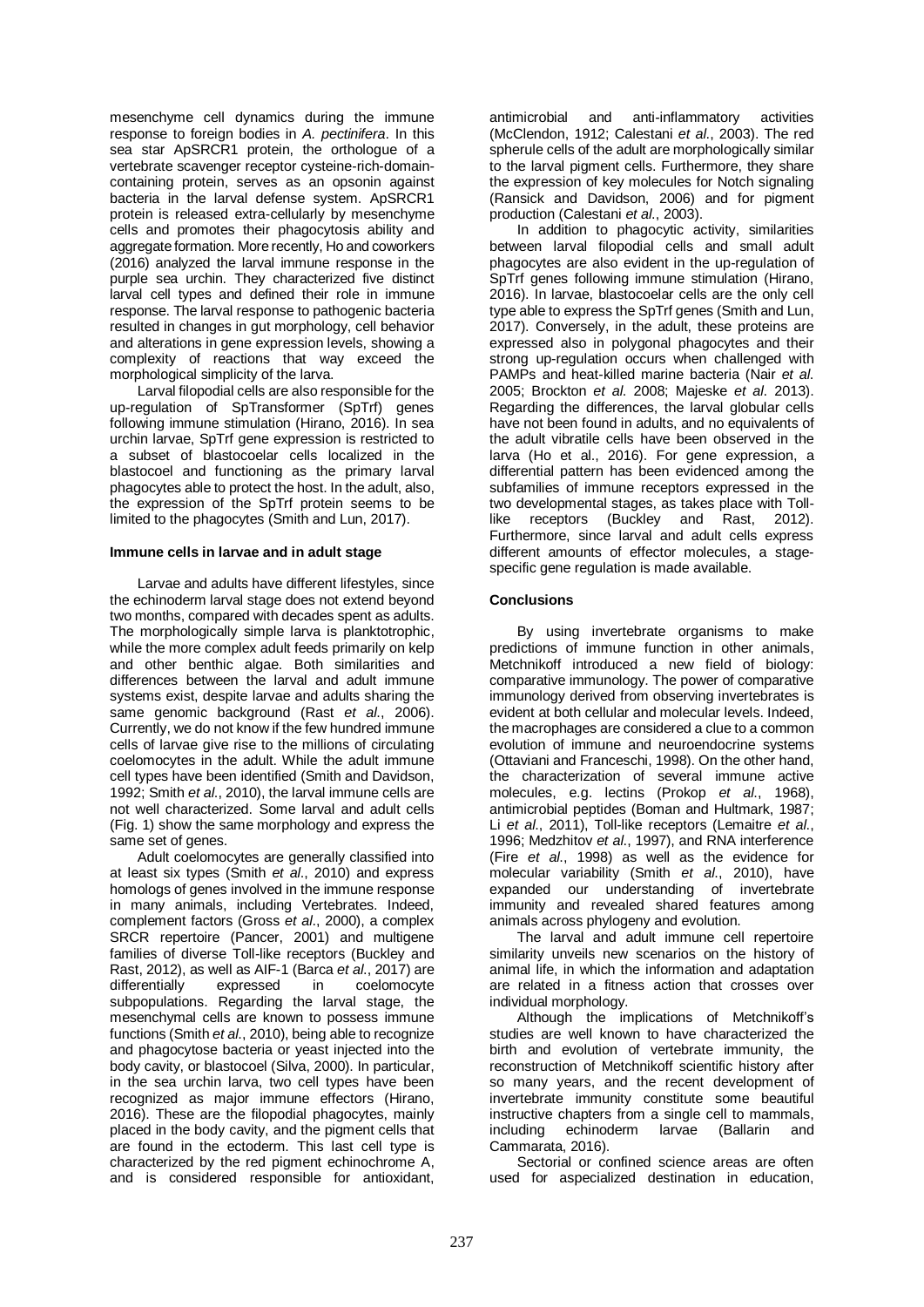mesenchyme cell dynamics during the immune response to foreign bodies in *A. pectinifera*. In this sea star ApSRCR1 protein, the orthologue of a vertebrate scavenger receptor cysteine-rich-domain-containing protein, serves as an opsonin against bacteria in the larval defense system. ApSRCR1 protein is released extra-cellularly by mesenchyme cells and promotes their phagocytosis ability and aggregate formation. More recently, Ho and coworkers (2016) analyzed the larval immune response in the purple sea urchin. They characterized five distinct larval cell types and defined their role in immune response. The larval response to pathogenic bacteria resulted in changes in gut morphology, cell behavior and alterations in gene expression levels, showing a complexity of reactions that way exceed the morphological simplicity of the larva.

Larval filopodial cells are also responsible for the up-regulation of SpTransformer (SpTrf) genes following immune stimulation (Hirano, 2016). In sea urchin larvae, SpTrf gene expression is restricted to a subset of blastocoelar cells localized in the blastocoel and functioning as the primary larval phagocytes able to protect the host. In the adult, also, the expression of the SpTrf protein seems to be limited to the phagocytes (Smith and Lun, 2017).

#### Immune cells in larvae and in adult stage

Larvae and adults have different lifestyles, since the echinoderm larval stage does not extend beyond two months, compared with decades spent as adults. The morphologically simple larva is planktotrophic, while the more complex adult feeds primarily on kelp and other benthic algae. Both similarities and differences between the larval and adult immune systems exist, despite larvae and adults sharing the same genomic background (Rast *et al*., 2006). Currently, we do not know if the few hundred immune cells of larvae give rise to the millions of circulating coelomocytes in the adult. While the adult immune cell types have been identified (Smith and Davidson, 1992; Smith *et al*., 2010), the larval immune cells are not well characterized. Some larval and adult cells (Fig. 1) show the same morphology and express the same set of genes.

Adult coelomocytes are generally classified into at least six types (Smith *et al*., 2010) and express homologs of genes involved in the immune response in many animals, including Vertebrates. Indeed, complement factors (Gross *et al*., 2000), a complex SRCR repertoire (Pancer, 2001) and multigene families of diverse Toll-like receptors (Buckley and Rast, 2012), as well as AIF-1 (Barca *et al*., 2017) are differentially expressed in coelomocyte subpopulations. Regarding the larval stage, the mesenchymal cells are known to possess immune functions (Smith *et al*., 2010), being able to recognize and phagocytose bacteria or yeast injected into the body cavity, or blastocoel (Silva, 2000). In particular, in the sea urchin larva, two cell types have been recognized as major immune effectors (Hirano, 2016). These are the filopodial phagocytes, mainly placed in the body cavity, and the pigment cells that are found in the ectoderm. This last cell type is characterized by the red pigment echinochrome A, and is considered responsible for antioxidant, antimicrobial and anti-inflammatory activities (McClendon, 1912; Calestani *et al*., 2003). The red spherule cells of the adult are morphologically similar to the larval pigment cells. Furthermore, they share the expression of key molecules for Notch signaling (Ransick and Davidson, 2006) and for pigment production (Calestani *et al*., 2003).

In addition to phagocytic activity, similarities between larval filopodial cells and small adult phagocytes are also evident in the up-regulation of SpTrf genes following immune stimulation (Hirano, 2016). In larvae, blastocoelar cells are the only cell type able to express the SpTrf genes (Smith and Lun, 2017). Conversely, in the adult, these proteins are expressed also in polygonal phagocytes and their strong up-regulation occurs when challenged with PAMPs and heat-killed marine bacteria (Nair *et al*. 2005; Brockton *et al*. 2008; Majeske *et al*. 2013). Regarding the differences, the larval globular cells have not been found in adults, and no equivalents of the adult vibratile cells have been observed in the larva (Ho et al., 2016). For gene expression, a differential pattern has been evidenced among the subfamilies of immune receptors expressed in the two developmental stages, as takes place with Toll-like receptors (Buckley and Rast, 2012). Furthermore, since larval and adult cells express different amounts of effector molecules, a stage-specific gene regulation is made available.

#### Conclusions

By using invertebrate organisms to make predictions of immune function in other animals, Metchnikoff introduced a new field of biology: comparative immunology. The power of comparative immunology derived from observing invertebrates is evident at both cellular and molecular levels. Indeed, the macrophages are considered a clue to a common evolution of immune and neuroendocrine systems (Ottaviani and Franceschi, 1998). On the other hand, the characterization of several immune active molecules, e.g. lectins (Prokop *et al*., 1968), antimicrobial peptides (Boman and Hultmark, 1987; Li *et al*., 2011), Toll-like receptors (Lemaitre *et al*., 1996; Medzhitov *et al*., 1997), and RNA interference (Fire *et al*., 1998) as well as the evidence for molecular variability (Smith *et al*., 2010), have expanded our understanding of invertebrate immunity and revealed shared features among animals across phylogeny and evolution.

The larval and adult immune cell repertoire similarity unveils new scenarios on the history of animal life, in which the information and adaptation are related in a fitness action that crosses over individual morphology.

Although the implications of Metchnikoff's studies are well known to have characterized the birth and evolution of vertebrate immunity, the reconstruction of Metchnikoff scientific history after so many years, and the recent development of invertebrate immunity constitute some beautiful instructive chapters from a single cell to mammals, including echinoderm larvae (Ballarin and Cammarata, 2016).

Sectorial or confined science areas are often used for aspecialized destination in education,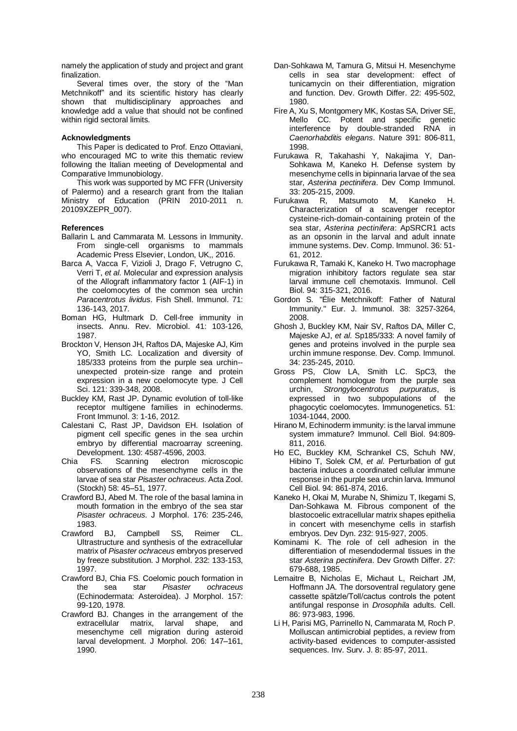namely the application of study and project and grant finalization.

Several times over, the story of the “Man Metchnikoff” and its scientific history has clearly shown that multidisciplinary approaches and knowledge add a value that should not be confined within rigid sectoral limits.

#### Acknowledgments

This Paper is dedicated to Prof. Enzo Ottaviani, who encouraged MC to write this thematic review following the Italian meeting of Developmental and Comparative Immunobiology.

This work was supported by MC FFR (University of Palermo) and a research grant from the Italian Ministry of Education (PRIN 2010-2011 n. 20109XZEPR_007).

#### References

Ballarin L and Cammarata M. Lessons in Immunity. From single-cell organisms to mammals Academic Press Elsevier, London, UK,, 2016.

Barca A, Vacca F, Vizioli J, Drago F, Vetrugno C, Verri T, *et al*. Molecular and expression analysis of the Allograft inflammatory factor 1 (AIF-1) in the coelomocytes of the common sea urchin *Paracentrotus lividus*. Fish Shell. Immunol. 71: 136-143, 2017.

Boman HG, Hultmark D. Cell-free immunity in insects. Annu. Rev. Microbiol. 41: 103-126, 1987.

Brockton V, Henson JH, Raftos DA, Majeske AJ, Kim YO, Smith LC. Localization and diversity of 185/333 proteins from the purple sea urchin--unexpected protein-size range and protein expression in a new coelomocyte type. J Cell Sci. 121: 339-348, 2008.

Buckley KM, Rast JP. Dynamic evolution of toll-like receptor multigene families in echinoderms. Front Immunol. 3: 1-16, 2012.

Calestani C, Rast JP, Davidson EH. Isolation of pigment cell specific genes in the sea urchin embryo by differential macroarray screening. Development. 130: 4587-4596, 2003.

Chia FS. Scanning electron microscopic observations of the mesenchyme cells in the larvae of sea star *Pisaster ochraceus*. Acta Zool. (Stockh) 58: 45–51, 1977.

Crawford BJ, Abed M. The role of the basal lamina in mouth formation in the embryo of the sea star *Pisaster ochraceus*. J Morphol. 176: 235-246, 1983.

Crawford BJ, Campbell SS, Reimer CL. Ultrastructure and synthesis of the extracellular matrix of *Pisaster ochraceus* embryos preserved by freeze substitution. J Morphol. 232: 133-153, 1997.

Crawford BJ, Chia FS. Coelomic pouch formation in the sea star *Pisaster ochraceus* (Echinodermata: Asteroidea). J Morphol. 157: 99-120, 1978.

Crawford BJ. Changes in the arrangement of the extracellular matrix, larval shape, and mesenchyme cell migration during asteroid larval development. J Morphol. 206: 147–161, 1990.

Dan-Sohkawa M, Tamura G, Mitsui H. Mesenchyme cells in sea star development: effect of tunicamycin on their differentiation, migration and function. Dev. Growth Differ. 22: 495-502, 1980.

Fire A, Xu S, Montgomery MK, Kostas SA, Driver SE, Mello CC. Potent and specific genetic interference by double-stranded RNA in *Caenorhabditis elegans*. Nature 391: 806-811, 1998.

Furukawa R, Takahashi Y, Nakajima Y, Dan-Sohkawa M, Kaneko H. Defense system by mesenchyme cells in bipinnaria larvae of the sea star, *Asterina pectinifera*. Dev Comp Immunol. 33: 205-215, 2009.

Furukawa R, Matsumoto M, Kaneko H. Characterization of a scavenger receptor cysteine-rich-domain-containing protein of the sea star, *Asterina pectinifera*: ApSRCR1 acts as an opsonin in the larval and adult innate immune systems. Dev. Comp. Immunol. 36: 51-61, 2012.

Furukawa R, Tamaki K, Kaneko H. Two macrophage migration inhibitory factors regulate sea star larval immune cell chemotaxis. Immunol. Cell Biol. 94: 315-321, 2016.

Gordon S. "Élie Metchnikoff: Father of Natural Immunity." Eur. J. Immunol. 38: 3257-3264, 2008.

Ghosh J, Buckley KM, Nair SV, Raftos DA, Miller C, Majeske AJ, *et al*. Sp185/333: A novel family of genes and proteins involved in the purple sea urchin immune response. Dev. Comp. Immunol. 34: 235-245, 2010.

Gross PS, Clow LA, Smith LC. SpC3, the complement homologue from the purple sea urchin, *Strongylocentrotus purpuratus*, is expressed in two subpopulations of the phagocytic coelomocytes. Immunogenetics. 51: 1034-1044, 2000.

Hirano M, Echinoderm immunity: is the larval immune system immature? Immunol. Cell Biol. 94:809-811, 2016.

Ho EC, Buckley KM, Schrankel CS, Schuh NW, Hibino T, Solek CM, *et al*. Perturbation of gut bacteria induces a coordinated cellular immune response in the purple sea urchin larva. Immunol Cell Biol. 94: 861-874, 2016.

Kaneko H, Okai M, Murabe N, Shimizu T, Ikegami S, Dan-Sohkawa M. Fibrous component of the blastocoelic extracellular matrix shapes epithelia in concert with mesenchyme cells in starfish embryos. Dev Dyn. 232: 915-927, 2005.

Kominami K. The role of cell adhesion in the differentiation of mesendodermal tissues in the star *Asterina pectinifera*. Dev Growth Differ. 27: 679-688, 1985.

Lemaitre B, Nicholas E, Michaut L, Reichart JM, Hoffmann JA. The dorsoventral regulatory gene cassette spätzle/Toll/cactus controls the potent antifungal response in *Drosophila* adults. Cell. 86: 973-983, 1996.

Li H, Parisi MG, Parrinello N, Cammarata M, Roch P. Molluscan antimicrobial peptides, a review from activity-based evidences to computer-assisted sequences. Inv. Surv. J. 8: 85-97, 2011.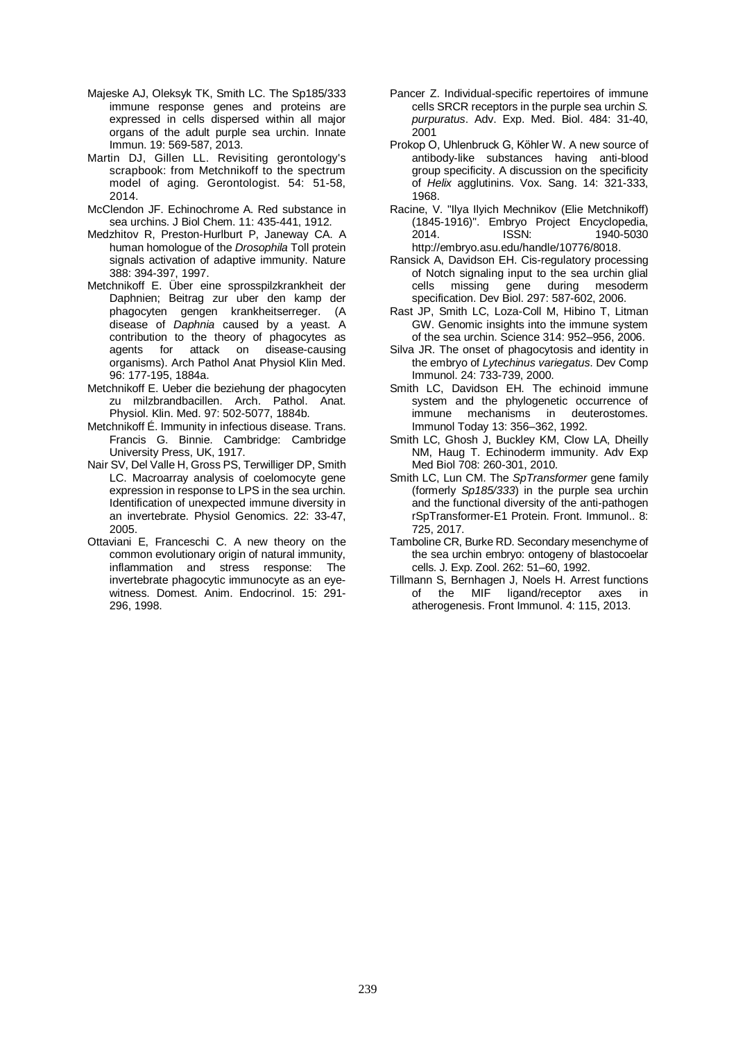Majeske AJ, Oleksyk TK, Smith LC. The Sp185/333 immune response genes and proteins are expressed in cells dispersed within all major organs of the adult purple sea urchin. Innate Immun. 19: 569-587, 2013.

Martin DJ, Gillen LL. Revisiting gerontology's scrapbook: from Metchnikoff to the spectrum model of aging. Gerontologist. 54: 51-58, 2014.

McClendon JF. Echinochrome A. Red substance in sea urchins. J Biol Chem. 11: 435-441, 1912.

Medzhitov R, Preston-Hurlburt P, Janeway CA. A human homologue of the *Drosophila* Toll protein signals activation of adaptive immunity. Nature 388: 394-397, 1997.

Metchnikoff E. Über eine sprosspilzkrankheit der Daphnien; Beitrag zur uber den kamp der phagocyten gengen krankheitserreger. (A disease of *Daphnia* caused by a yeast. A contribution to the theory of phagocytes as agents for attack on disease-causing organisms). Arch Pathol Anat Physiol Klin Med. 96: 177-195, 1884a.

Metchnikoff E. Ueber die beziehung der phagocyten zu milzbrandbacillen. Arch. Pathol. Anat. Physiol. Klin. Med. 97: 502-5077, 1884b.

Metchnikoff É. Immunity in infectious disease. Trans. Francis G. Binnie. Cambridge: Cambridge University Press, UK, 1917.

Nair SV, Del Valle H, Gross PS, Terwilliger DP, Smith LC. Macroarray analysis of coelomocyte gene expression in response to LPS in the sea urchin. Identification of unexpected immune diversity in an invertebrate. Physiol Genomics. 22: 33-47, 2005.

Ottaviani E, Franceschi C. A new theory on the common evolutionary origin of natural immunity, inflammation and stress response: The invertebrate phagocytic immunocyte as an eye-witness. Domest. Anim. Endocrinol. 15: 291-296, 1998.

Pancer Z. Individual-specific repertoires of immune cells SRCR receptors in the purple sea urchin *S. purpuratus*. Adv. Exp. Med. Biol. 484: 31-40, 2001

Prokop O, Uhlenbruck G, Köhler W. A new source of antibody-like substances having anti-blood group specificity. A discussion on the specificity of *Helix* agglutinins. Vox. Sang. 14: 321-333, 1968.

Racine, V. "Ilya Ilyich Mechnikov (Elie Metchnikoff) (1845-1916)". Embryo Project Encyclopedia, 2014. ISSN: 1940-5030 http://embryo.asu.edu/handle/10776/8018.

Ransick A, Davidson EH. Cis-regulatory processing of Notch signaling input to the sea urchin glial cells missing gene during mesoderm specification. Dev Biol. 297: 587-602, 2006.

Rast JP, Smith LC, Loza-Coll M, Hibino T, Litman GW. Genomic insights into the immune system of the sea urchin. Science 314: 952–956, 2006.

Silva JR. The onset of phagocytosis and identity in the embryo of *Lytechinus variegatus*. Dev Comp Immunol. 24: 733-739, 2000.

Smith LC, Davidson EH. The echinoid immune system and the phylogenetic occurrence of immune mechanisms in deuterostomes. Immunol Today 13: 356–362, 1992.

Smith LC, Ghosh J, Buckley KM, Clow LA, Dheilly NM, Haug T. Echinoderm immunity. Adv Exp Med Biol 708: 260-301, 2010.

Smith LC, Lun CM. The *SpTransformer* gene family (formerly *Sp185/333*) in the purple sea urchin and the functional diversity of the anti-pathogen rSpTransformer-E1 Protein. Front. Immunol.. 8: 725, 2017.

Tamboline CR, Burke RD. Secondary mesenchyme of the sea urchin embryo: ontogeny of blastocoelar cells. J. Exp. Zool. 262: 51–60, 1992.

Tillmann S, Bernhagen J, Noels H. Arrest functions of the MIF ligand/receptor axes in atherogenesis. Front Immunol. 4: 115, 2013.